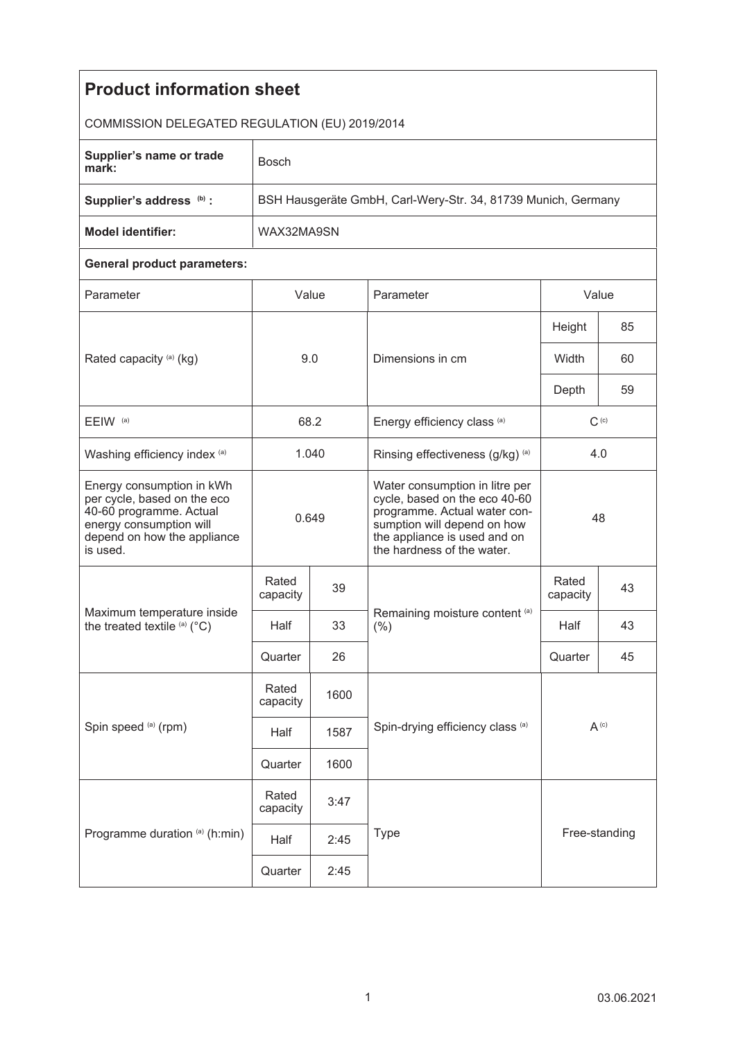# Product information sheet

COMMISSION DELEGATED REGULATION (EU) 2019/2014

| | |
|---|---|
| **Supplier's name or trade mark:** | Bosch |
| **Supplier's address** [(b)] **:** | BSH Hausgeräte GmbH, Carl-Wery-Str. 34, 81739 Munich, Germany |
| **Model identifier:** | WAX32MA9SN |

**General product parameters:**

| Parameter | Value | | Parameter | Value | |
|---|---|---|---|---|---|
| Rated capacity [(a)] (kg) | 9.0 | | Dimensions in cm | Height | 85 |
| | | | | Width | 60 |
| | | | | Depth | 59 |
| EEIW [(a)] | 68.2 | | Energy efficiency class [(a)] | C [(c)] | |
| Washing efficiency index [(a)] | 1.040 | | Rinsing effectiveness (g/kg) [(a)] | 4.0 | |
| Energy consumption in kWh per cycle, based on the eco 40-60 programme. Actual energy consumption will depend on how the appliance is used. | 0.649 | | Water consumption in litre per cycle, based on the eco 40-60 programme. Actual water consumption will depend on how the appliance is used and on the hardness of the water. | 48 | |
| Maximum temperature inside the treated textile [(a)] (°C) | Rated capacity | 39 | Remaining moisture content [(a)] (%) | Rated capacity | 43 |
| | Half | 33 | | Half | 43 |
| | Quarter | 26 | | Quarter | 45 |
| Spin speed [(a)] (rpm) | Rated capacity | 1600 | Spin-drying efficiency class [(a)] | A [(c)] | |
| | Half | 1587 | | | |
| | Quarter | 1600 | | | |
| Programme duration [(a)] (h:min) | Rated capacity | 3:47 | Type | Free-standing | |
| | Half | 2:45 | | | |
| | Quarter | 2:45 | | | |

03.06.2021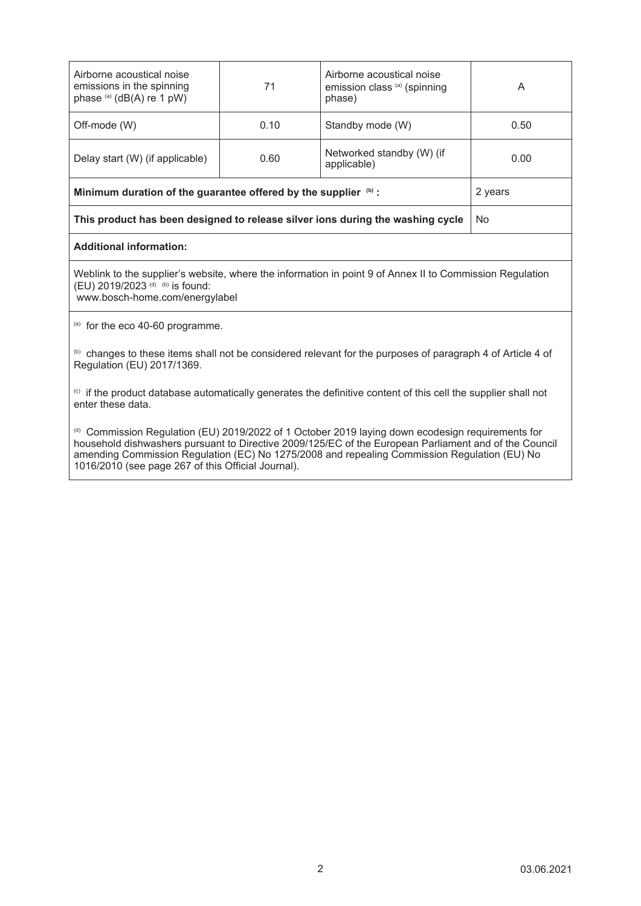| | | | |
|---|---|---|---|
| Airborne acoustical noise emissions in the spinning phase [(a)] (dB(A) re 1 pW) | 71 | Airborne acoustical noise emission class [(a)] (spinning phase) | A |
| Off-mode (W) | 0.10 | Standby mode (W) | 0.50 |
| Delay start (W) (if applicable) | 0.60 | Networked standby (W) (if applicable) | 0.00 |
| **Minimum duration of the guarantee offered by the supplier [(b)] :** | | | 2 years |
| **This product has been designed to release silver ions during the washing cycle** | | | No |
| **Additional information:** | | | |
| Weblink to the supplier's website, where the information in point 9 of Annex II to Commission Regulation (EU) 2019/2023 [(d)] [(b)] is found: www.bosch-home.com/energylabel | | | |

[(a)] for the eco 40-60 programme.

[(b)] changes to these items shall not be considered relevant for the purposes of paragraph 4 of Article 4 of Regulation (EU) 2017/1369.

[(c)] if the product database automatically generates the definitive content of this cell the supplier shall not enter these data.

[(d)] Commission Regulation (EU) 2019/2022 of 1 October 2019 laying down ecodesign requirements for household dishwashers pursuant to Directive 2009/125/EC of the European Parliament and of the Council amending Commission Regulation (EC) No 1275/2008 and repealing Commission Regulation (EU) No 1016/2010 (see page 267 of this Official Journal).

03.06.2021